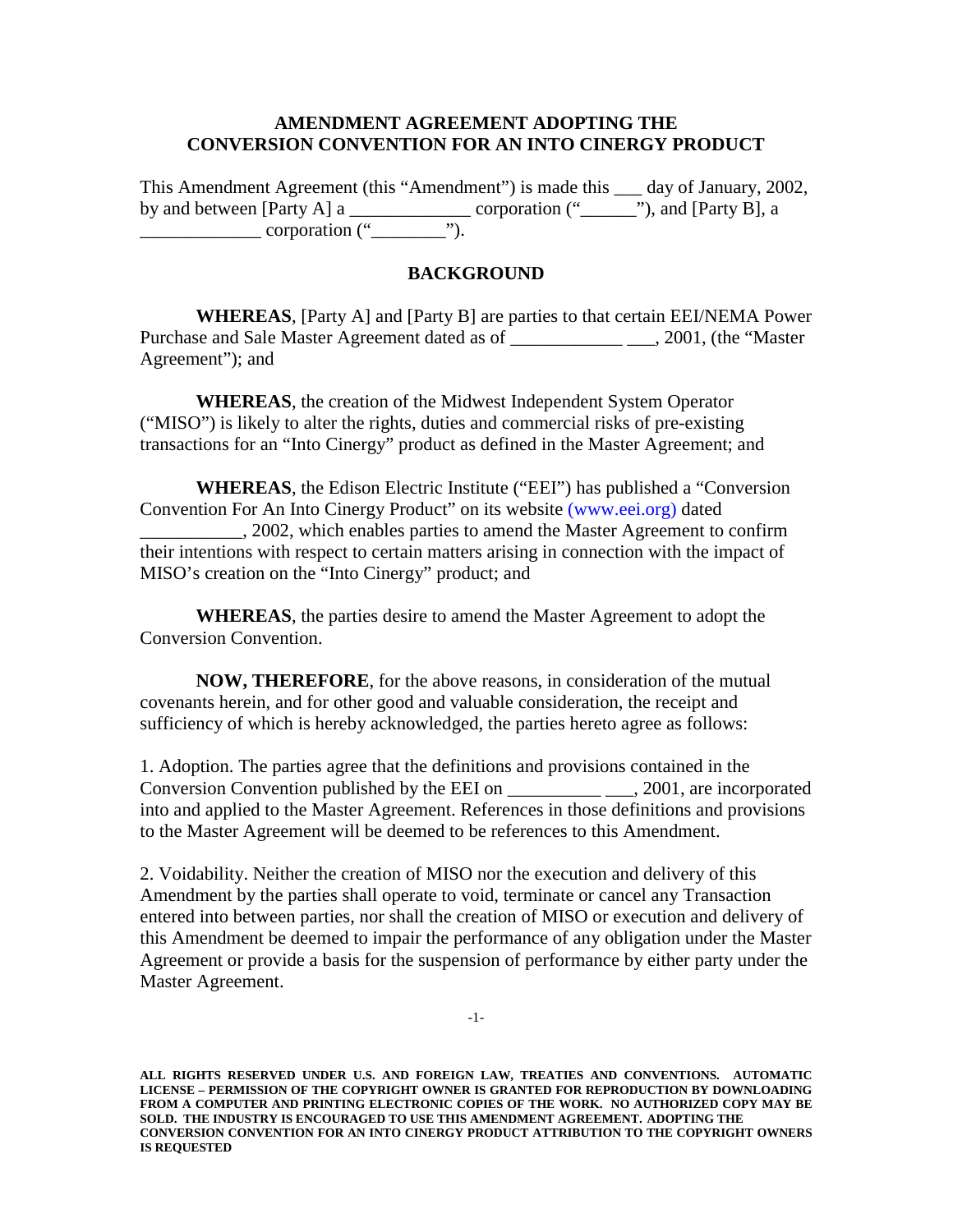**AMENDMENT AGREEMENT ADOPTING THE CONVERSION CONVENTION FOR AN INTO CINERGY PRODUCT**

This Amendment Agreement (this "Amendment") is made this ___ day of January, 2002, by and between [Party A] a _____________ corporation ("______"), and [Party B], a _____________ corporation ("________").

**BACKGROUND**

**WHEREAS**, [Party A] and [Party B] are parties to that certain EEI/NEMA Power Purchase and Sale Master Agreement dated as of ____________ ___, 2001, (the "Master Agreement"); and

**WHEREAS**, the creation of the Midwest Independent System Operator ("MISO") is likely to alter the rights, duties and commercial risks of pre-existing transactions for an "Into Cinergy" product as defined in the Master Agreement; and

**WHEREAS**, the Edison Electric Institute ("EEI") has published a "Conversion Convention For An Into Cinergy Product" on its website (www.eei.org) dated ___________, 2002, which enables parties to amend the Master Agreement to confirm their intentions with respect to certain matters arising in connection with the impact of MISO's creation on the "Into Cinergy" product; and

**WHEREAS**, the parties desire to amend the Master Agreement to adopt the Conversion Convention.

**NOW, THEREFORE**, for the above reasons, in consideration of the mutual covenants herein, and for other good and valuable consideration, the receipt and sufficiency of which is hereby acknowledged, the parties hereto agree as follows:

1. Adoption. The parties agree that the definitions and provisions contained in the Conversion Convention published by the EEI on __________ ___, 2001, are incorporated into and applied to the Master Agreement. References in those definitions and provisions to the Master Agreement will be deemed to be references to this Amendment.

2. Voidability. Neither the creation of MISO nor the execution and delivery of this Amendment by the parties shall operate to void, terminate or cancel any Transaction entered into between parties, nor shall the creation of MISO or execution and delivery of this Amendment be deemed to impair the performance of any obligation under the Master Agreement or provide a basis for the suspension of performance by either party under the Master Agreement.

**ALL RIGHTS RESERVED UNDER U.S. AND FOREIGN LAW, TREATIES AND CONVENTIONS. AUTOMATIC LICENSE – PERMISSION OF THE COPYRIGHT OWNER IS GRANTED FOR REPRODUCTION BY DOWNLOADING FROM A COMPUTER AND PRINTING ELECTRONIC COPIES OF THE WORK. NO AUTHORIZED COPY MAY BE SOLD. THE INDUSTRY IS ENCOURAGED TO USE THIS AMENDMENT AGREEMENT. ADOPTING THE CONVERSION CONVENTION FOR AN INTO CINERGY PRODUCT ATTRIBUTION TO THE COPYRIGHT OWNERS IS REQUESTED**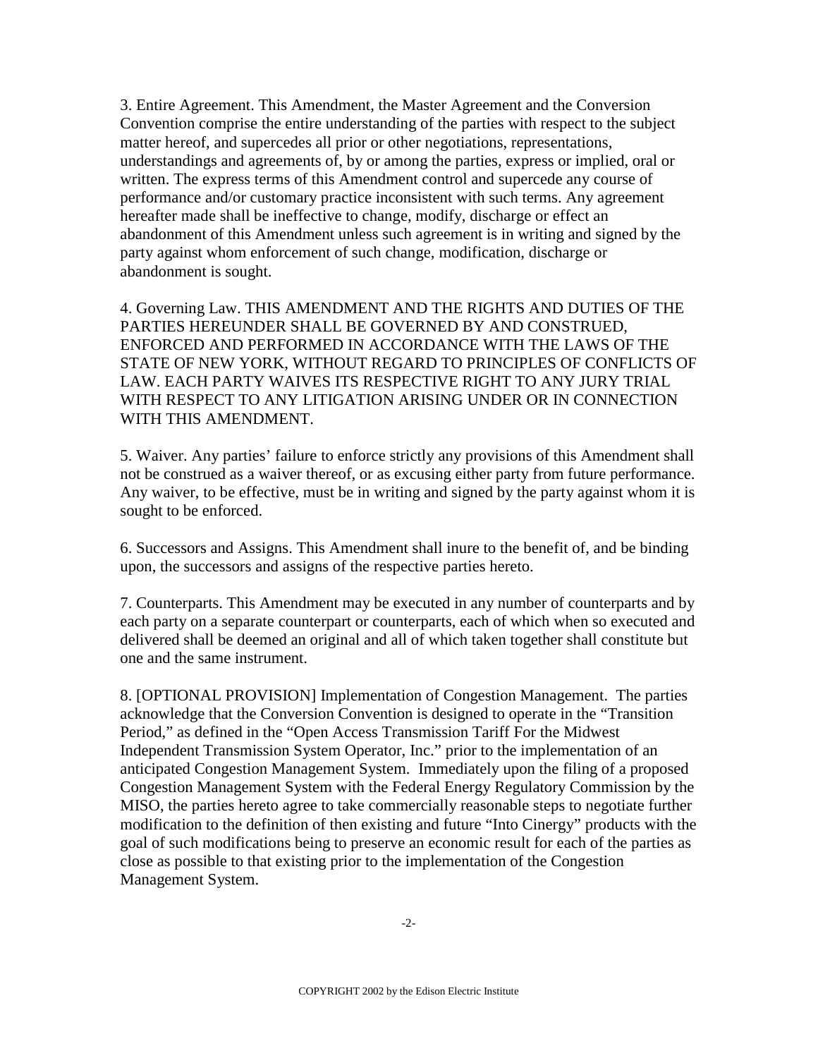3. Entire Agreement. This Amendment, the Master Agreement and the Conversion Convention comprise the entire understanding of the parties with respect to the subject matter hereof, and supercedes all prior or other negotiations, representations, understandings and agreements of, by or among the parties, express or implied, oral or written. The express terms of this Amendment control and supercede any course of performance and/or customary practice inconsistent with such terms. Any agreement hereafter made shall be ineffective to change, modify, discharge or effect an abandonment of this Amendment unless such agreement is in writing and signed by the party against whom enforcement of such change, modification, discharge or abandonment is sought.

4. Governing Law. THIS AMENDMENT AND THE RIGHTS AND DUTIES OF THE PARTIES HEREUNDER SHALL BE GOVERNED BY AND CONSTRUED, ENFORCED AND PERFORMED IN ACCORDANCE WITH THE LAWS OF THE STATE OF NEW YORK, WITHOUT REGARD TO PRINCIPLES OF CONFLICTS OF LAW. EACH PARTY WAIVES ITS RESPECTIVE RIGHT TO ANY JURY TRIAL WITH RESPECT TO ANY LITIGATION ARISING UNDER OR IN CONNECTION WITH THIS AMENDMENT.

5. Waiver. Any parties' failure to enforce strictly any provisions of this Amendment shall not be construed as a waiver thereof, or as excusing either party from future performance. Any waiver, to be effective, must be in writing and signed by the party against whom it is sought to be enforced.

6. Successors and Assigns. This Amendment shall inure to the benefit of, and be binding upon, the successors and assigns of the respective parties hereto.

7. Counterparts. This Amendment may be executed in any number of counterparts and by each party on a separate counterpart or counterparts, each of which when so executed and delivered shall be deemed an original and all of which taken together shall constitute but one and the same instrument.

8. [OPTIONAL PROVISION] Implementation of Congestion Management. The parties acknowledge that the Conversion Convention is designed to operate in the "Transition Period," as defined in the "Open Access Transmission Tariff For the Midwest Independent Transmission System Operator, Inc." prior to the implementation of an anticipated Congestion Management System. Immediately upon the filing of a proposed Congestion Management System with the Federal Energy Regulatory Commission by the MISO, the parties hereto agree to take commercially reasonable steps to negotiate further modification to the definition of then existing and future "Into Cinergy" products with the goal of such modifications being to preserve an economic result for each of the parties as close as possible to that existing prior to the implementation of the Congestion Management System.

COPYRIGHT 2002 by the Edison Electric Institute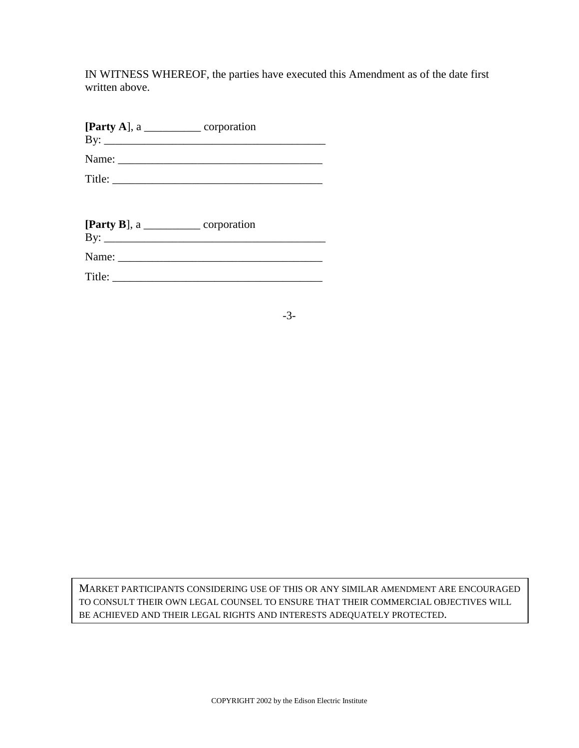IN WITNESS WHEREOF, the parties have executed this Amendment as of the date first written above.

**[Party A**], a __________ corporation
By: _______________________________________

Name: ____________________________________

Title: _____________________________________

**[Party B**], a __________ corporation
By: _______________________________________

Name: ____________________________________

Title: _____________________________________

MARKET PARTICIPANTS CONSIDERING USE OF THIS OR ANY SIMILAR AMENDMENT ARE ENCOURAGED TO CONSULT THEIR OWN LEGAL COUNSEL TO ENSURE THAT THEIR COMMERCIAL OBJECTIVES WILL BE ACHIEVED AND THEIR LEGAL RIGHTS AND INTERESTS ADEQUATELY PROTECTED.

COPYRIGHT 2002 by the Edison Electric Institute